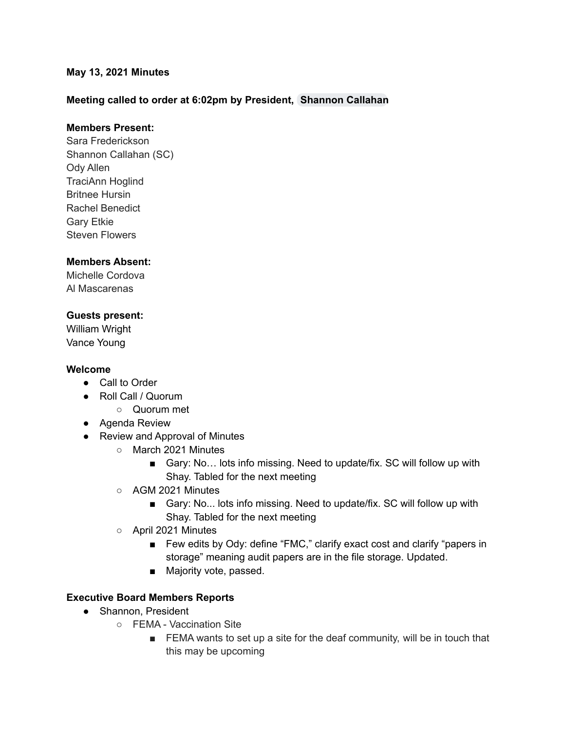**May 13, 2021 Minutes**

**Meeting called to order at 6:02pm by President, Shannon Callahan**

**Members Present:**
Sara Frederickson
Shannon Callahan (SC)
Ody Allen
TraciAnn Hoglind
Britnee Hursin
Rachel Benedict
Gary Etkie
Steven Flowers

**Members Absent:**
Michelle Cordova
Al Mascarenas

**Guests present:**
William Wright
Vance Young

**Welcome**

- Call to Order
- Roll Call / Quorum
  - Quorum met
- Agenda Review
- Review and Approval of Minutes
  - March 2021 Minutes
    - Gary: No… lots info missing. Need to update/fix. SC will follow up with Shay. Tabled for the next meeting
  - AGM 2021 Minutes
    - Gary: No... lots info missing. Need to update/fix. SC will follow up with Shay. Tabled for the next meeting
  - April 2021 Minutes
    - Few edits by Ody: define "FMC," clarify exact cost and clarify "papers in storage" meaning audit papers are in the file storage. Updated.
    - Majority vote, passed.

**Executive Board Members Reports**

- Shannon, President
  - FEMA - Vaccination Site
    - FEMA wants to set up a site for the deaf community, will be in touch that this may be upcoming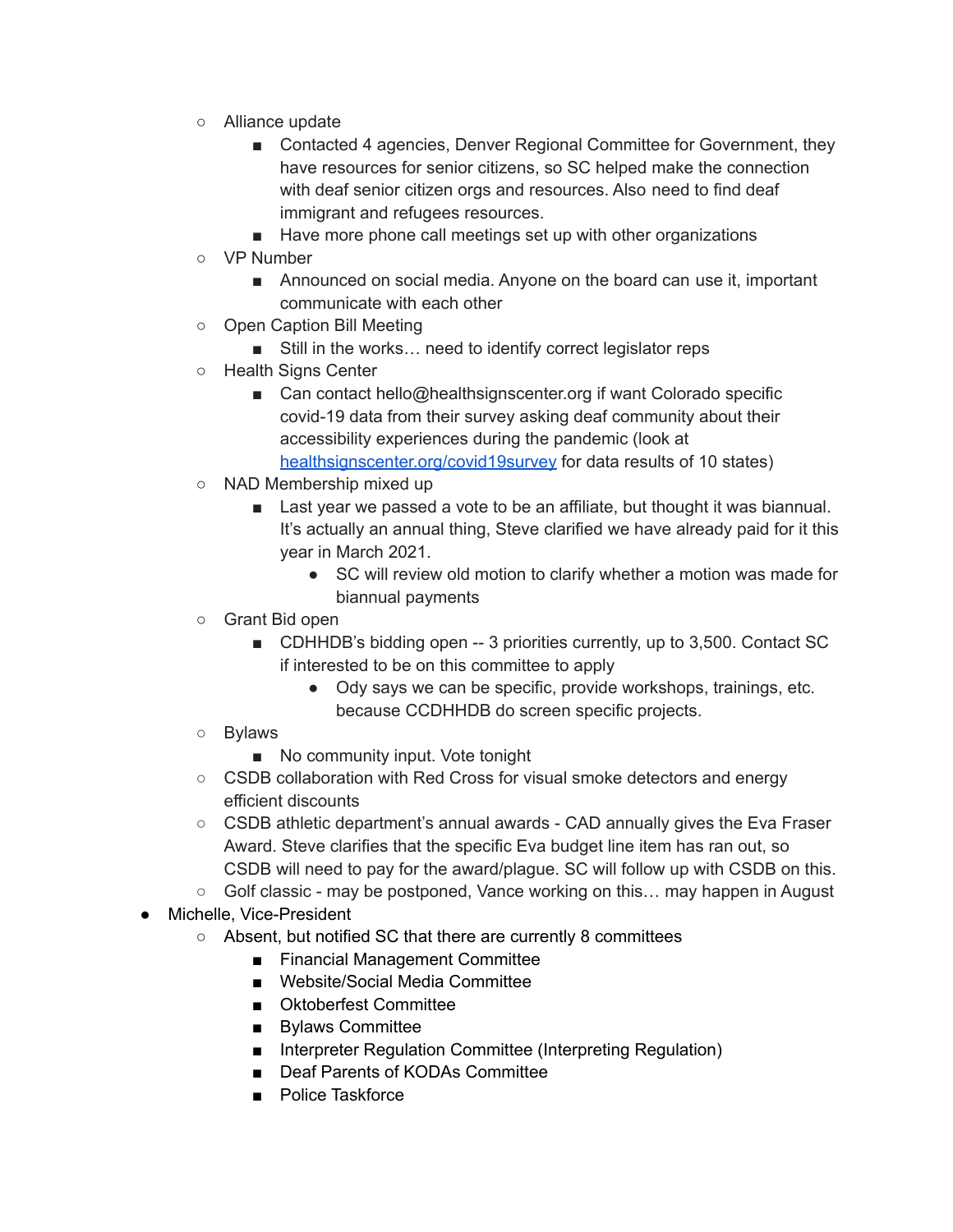- Alliance update
    - Contacted 4 agencies, Denver Regional Committee for Government, they have resources for senior citizens, so SC helped make the connection with deaf senior citizen orgs and resources. Also need to find deaf immigrant and refugees resources.
    - Have more phone call meetings set up with other organizations
  - VP Number
    - Announced on social media. Anyone on the board can use it, important communicate with each other
  - Open Caption Bill Meeting
    - Still in the works… need to identify correct legislator reps
  - Health Signs Center
    - Can contact hello@healthsignscenter.org if want Colorado specific covid-19 data from their survey asking deaf community about their accessibility experiences during the pandemic (look at [healthsignscenter.org/covid19survey](healthsignscenter.org/covid19survey) for data results of 10 states)
  - NAD Membership mixed up
    - Last year we passed a vote to be an affiliate, but thought it was biannual. It's actually an annual thing, Steve clarified we have already paid for it this year in March 2021.
      - SC will review old motion to clarify whether a motion was made for biannual payments
  - Grant Bid open
    - CDHHDB's bidding open -- 3 priorities currently, up to 3,500. Contact SC if interested to be on this committee to apply
      - Ody says we can be specific, provide workshops, trainings, etc. because CCDHHDB do screen specific projects.
  - Bylaws
    - No community input. Vote tonight
  - CSDB collaboration with Red Cross for visual smoke detectors and energy efficient discounts
  - CSDB athletic department's annual awards - CAD annually gives the Eva Fraser Award. Steve clarifies that the specific Eva budget line item has ran out, so CSDB will need to pay for the award/plague. SC will follow up with CSDB on this.
  - Golf classic - may be postponed, Vance working on this… may happen in August
- Michelle, Vice-President
  - Absent, but notified SC that there are currently 8 committees
    - Financial Management Committee
    - Website/Social Media Committee
    - Oktoberfest Committee
    - Bylaws Committee
    - Interpreter Regulation Committee (Interpreting Regulation)
    - Deaf Parents of KODAs Committee
    - Police Taskforce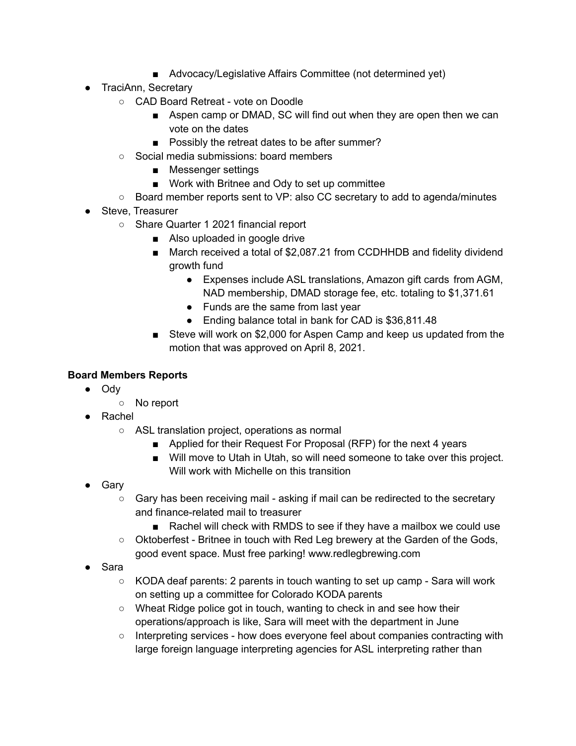- Advocacy/Legislative Affairs Committee (not determined yet)
- TraciAnn, Secretary
    - CAD Board Retreat - vote on Doodle
        - Aspen camp or DMAD, SC will find out when they are open then we can vote on the dates
        - Possibly the retreat dates to be after summer?
    - Social media submissions: board members
        - Messenger settings
        - Work with Britnee and Ody to set up committee
    - Board member reports sent to VP: also CC secretary to add to agenda/minutes
- Steve, Treasurer
    - Share Quarter 1 2021 financial report
        - Also uploaded in google drive
        - March received a total of $2,087.21 from CCDHHDB and fidelity dividend growth fund
            - Expenses include ASL translations, Amazon gift cards from AGM, NAD membership, DMAD storage fee, etc. totaling to $1,371.61
            - Funds are the same from last year
            - Ending balance total in bank for CAD is $36,811.48
        - Steve will work on $2,000 for Aspen Camp and keep us updated from the motion that was approved on April 8, 2021.

**Board Members Reports**

- Ody
    - No report
- Rachel
    - ASL translation project, operations as normal
        - Applied for their Request For Proposal (RFP) for the next 4 years
        - Will move to Utah in Utah, so will need someone to take over this project. Will work with Michelle on this transition
- Gary
    - Gary has been receiving mail - asking if mail can be redirected to the secretary and finance-related mail to treasurer
        - Rachel will check with RMDS to see if they have a mailbox we could use
    - Oktoberfest - Britnee in touch with Red Leg brewery at the Garden of the Gods, good event space. Must free parking! www.redlegbrewing.com
- Sara
    - KODA deaf parents: 2 parents in touch wanting to set up camp - Sara will work on setting up a committee for Colorado KODA parents
    - Wheat Ridge police got in touch, wanting to check in and see how their operations/approach is like, Sara will meet with the department in June
    - Interpreting services - how does everyone feel about companies contracting with large foreign language interpreting agencies for ASL interpreting rather than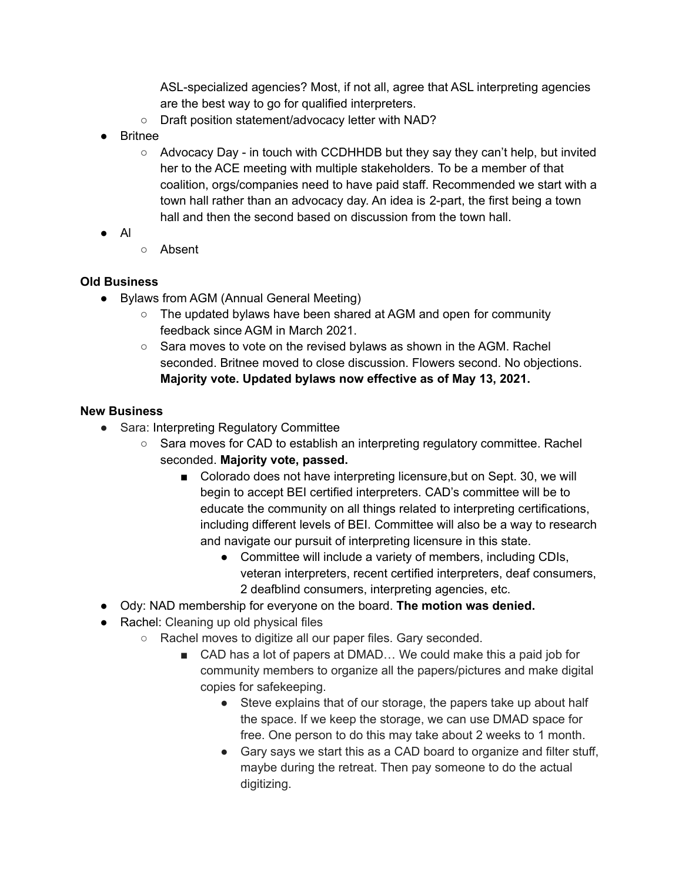- ASL-specialized agencies? Most, if not all, agree that ASL interpreting agencies are the best way to go for qualified interpreters.
    - Draft position statement/advocacy letter with NAD?
- Britnee
    - Advocacy Day - in touch with CCDHHDB but they say they can't help, but invited her to the ACE meeting with multiple stakeholders. To be a member of that coalition, orgs/companies need to have paid staff. Recommended we start with a town hall rather than an advocacy day. An idea is 2-part, the first being a town hall and then the second based on discussion from the town hall.
- Al
    - Absent

**Old Business**

- Bylaws from AGM (Annual General Meeting)
    - The updated bylaws have been shared at AGM and open for community feedback since AGM in March 2021.
    - Sara moves to vote on the revised bylaws as shown in the AGM. Rachel seconded. Britnee moved to close discussion. Flowers second. No objections. **Majority vote. Updated bylaws now effective as of May 13, 2021.**

**New Business**

- Sara: Interpreting Regulatory Committee
    - Sara moves for CAD to establish an interpreting regulatory committee. Rachel seconded. **Majority vote, passed.**
        - Colorado does not have interpreting licensure,but on Sept. 30, we will begin to accept BEI certified interpreters. CAD's committee will be to educate the community on all things related to interpreting certifications, including different levels of BEI. Committee will also be a way to research and navigate our pursuit of interpreting licensure in this state.
            - Committee will include a variety of members, including CDIs, veteran interpreters, recent certified interpreters, deaf consumers, 2 deafblind consumers, interpreting agencies, etc.
- Ody: NAD membership for everyone on the board. **The motion was denied.**
- Rachel: Cleaning up old physical files
    - Rachel moves to digitize all our paper files. Gary seconded.
        - CAD has a lot of papers at DMAD… We could make this a paid job for community members to organize all the papers/pictures and make digital copies for safekeeping.
            - Steve explains that of our storage, the papers take up about half the space. If we keep the storage, we can use DMAD space for free. One person to do this may take about 2 weeks to 1 month.
            - Gary says we start this as a CAD board to organize and filter stuff, maybe during the retreat. Then pay someone to do the actual digitizing.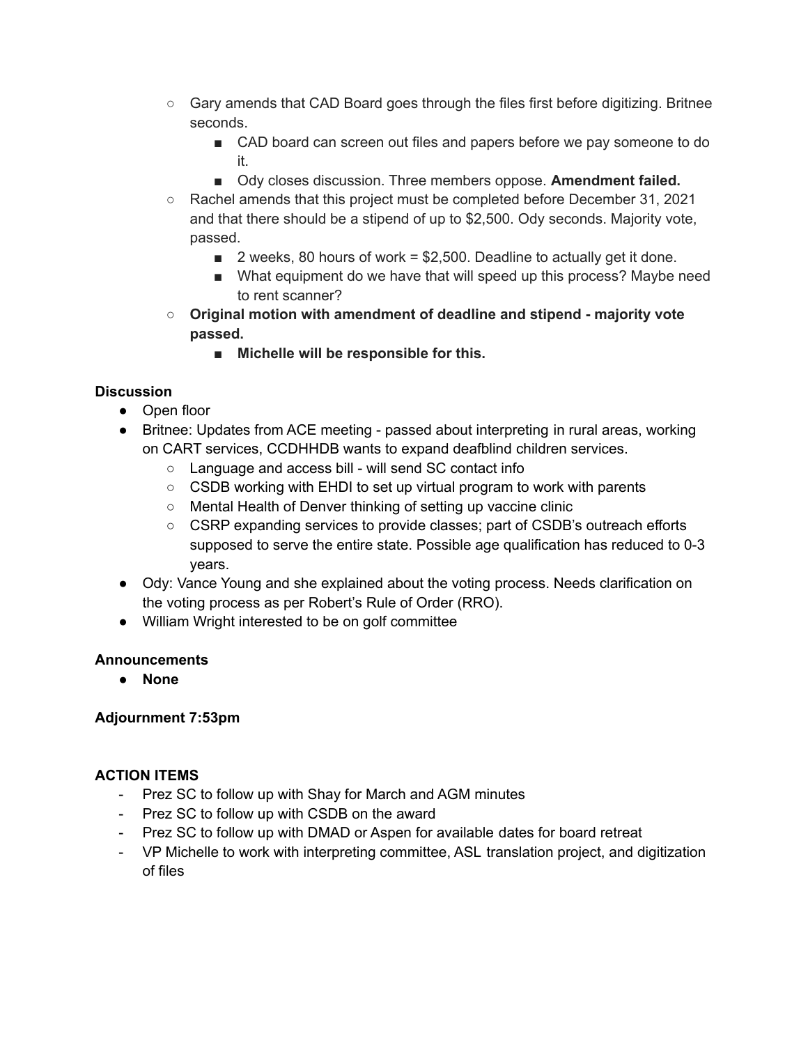- Gary amends that CAD Board goes through the files first before digitizing. Britnee seconds.
    - CAD board can screen out files and papers before we pay someone to do it.
    - Ody closes discussion. Three members oppose. **Amendment failed.**
  - Rachel amends that this project must be completed before December 31, 2021 and that there should be a stipend of up to $2,500. Ody seconds. Majority vote, passed.
    - 2 weeks, 80 hours of work = $2,500. Deadline to actually get it done.
    - What equipment do we have that will speed up this process? Maybe need to rent scanner?
  - **Original motion with amendment of deadline and stipend - majority vote passed.**
    - **Michelle will be responsible for this.**

**Discussion**

- Open floor
- Britnee: Updates from ACE meeting - passed about interpreting in rural areas, working on CART services, CCDHHDB wants to expand deafblind children services.
  - Language and access bill - will send SC contact info
  - CSDB working with EHDI to set up virtual program to work with parents
  - Mental Health of Denver thinking of setting up vaccine clinic
  - CSRP expanding services to provide classes; part of CSDB's outreach efforts supposed to serve the entire state. Possible age qualification has reduced to 0-3 years.
- Ody: Vance Young and she explained about the voting process. Needs clarification on the voting process as per Robert's Rule of Order (RRO).
- William Wright interested to be on golf committee

**Announcements**

- **None**

**Adjournment 7:53pm**

**ACTION ITEMS**

- Prez SC to follow up with Shay for March and AGM minutes
- Prez SC to follow up with CSDB on the award
- Prez SC to follow up with DMAD or Aspen for available dates for board retreat
- VP Michelle to work with interpreting committee, ASL translation project, and digitization of files